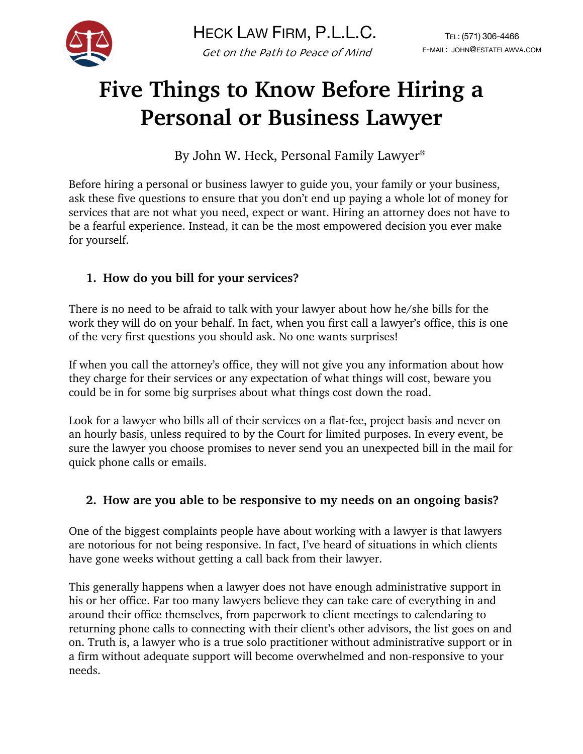HECK LAW FIRM, P.L.L.C.

*Get on the Path to Peace of Mind*

TEL: (571) 306-4466
E-MAIL: JOHN@ESTATELAWVA.COM

# Five Things to Know Before Hiring a Personal or Business Lawyer

By John W. Heck, Personal Family Lawyer®

Before hiring a personal or business lawyer to guide you, your family or your business, ask these five questions to ensure that you don't end up paying a whole lot of money for services that are not what you need, expect or want. Hiring an attorney does not have to be a fearful experience. Instead, it can be the most empowered decision you ever make for yourself.

### 1. How do you bill for your services?

There is no need to be afraid to talk with your lawyer about how he/she bills for the work they will do on your behalf. In fact, when you first call a lawyer's office, this is one of the very first questions you should ask. No one wants surprises!

If when you call the attorney's office, they will not give you any information about how they charge for their services or any expectation of what things will cost, beware you could be in for some big surprises about what things cost down the road.

Look for a lawyer who bills all of their services on a flat-fee, project basis and never on an hourly basis, unless required to by the Court for limited purposes. In every event, be sure the lawyer you choose promises to never send you an unexpected bill in the mail for quick phone calls or emails.

### 2. How are you able to be responsive to my needs on an ongoing basis?

One of the biggest complaints people have about working with a lawyer is that lawyers are notorious for not being responsive. In fact, I've heard of situations in which clients have gone weeks without getting a call back from their lawyer.

This generally happens when a lawyer does not have enough administrative support in his or her office. Far too many lawyers believe they can take care of everything in and around their office themselves, from paperwork to client meetings to calendaring to returning phone calls to connecting with their client's other advisors, the list goes on and on. Truth is, a lawyer who is a true solo practitioner without administrative support or in a firm without adequate support will become overwhelmed and non-responsive to your needs.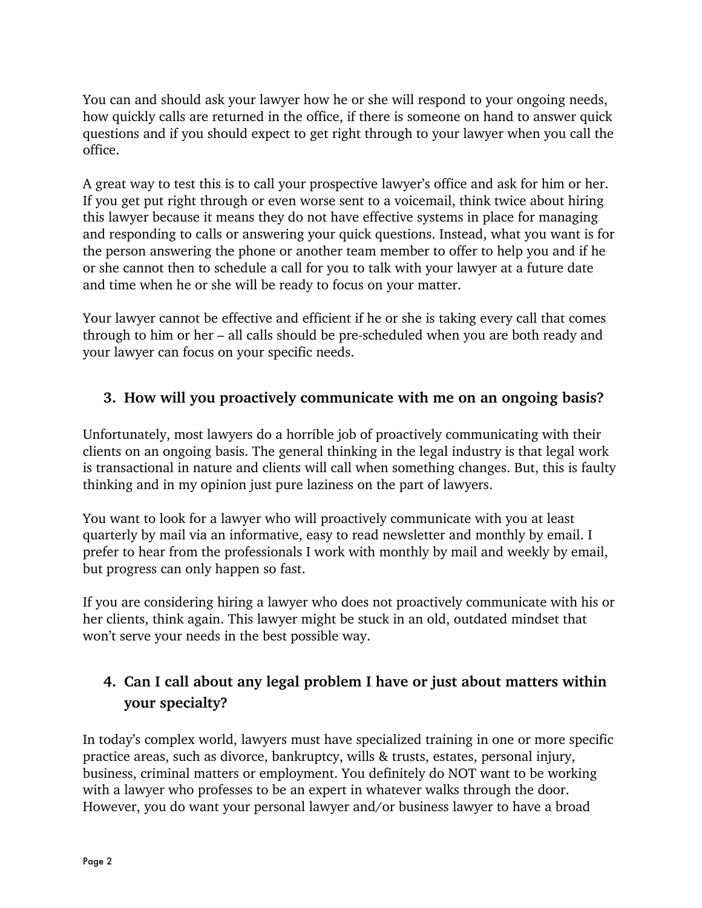You can and should ask your lawyer how he or she will respond to your ongoing needs, how quickly calls are returned in the office, if there is someone on hand to answer quick questions and if you should expect to get right through to your lawyer when you call the office.

A great way to test this is to call your prospective lawyer's office and ask for him or her. If you get put right through or even worse sent to a voicemail, think twice about hiring this lawyer because it means they do not have effective systems in place for managing and responding to calls or answering your quick questions. Instead, what you want is for the person answering the phone or another team member to offer to help you and if he or she cannot then to schedule a call for you to talk with your lawyer at a future date and time when he or she will be ready to focus on your matter.

Your lawyer cannot be effective and efficient if he or she is taking every call that comes through to him or her – all calls should be pre-scheduled when you are both ready and your lawyer can focus on your specific needs.

### 3. How will you proactively communicate with me on an ongoing basis?

Unfortunately, most lawyers do a horrible job of proactively communicating with their clients on an ongoing basis. The general thinking in the legal industry is that legal work is transactional in nature and clients will call when something changes. But, this is faulty thinking and in my opinion just pure laziness on the part of lawyers.

You want to look for a lawyer who will proactively communicate with you at least quarterly by mail via an informative, easy to read newsletter and monthly by email. I prefer to hear from the professionals I work with monthly by mail and weekly by email, but progress can only happen so fast.

If you are considering hiring a lawyer who does not proactively communicate with his or her clients, think again. This lawyer might be stuck in an old, outdated mindset that won't serve your needs in the best possible way.

### 4. Can I call about any legal problem I have or just about matters within your specialty?

In today's complex world, lawyers must have specialized training in one or more specific practice areas, such as divorce, bankruptcy, wills & trusts, estates, personal injury, business, criminal matters or employment. You definitely do NOT want to be working with a lawyer who professes to be an expert in whatever walks through the door. However, you do want your personal lawyer and/or business lawyer to have a broad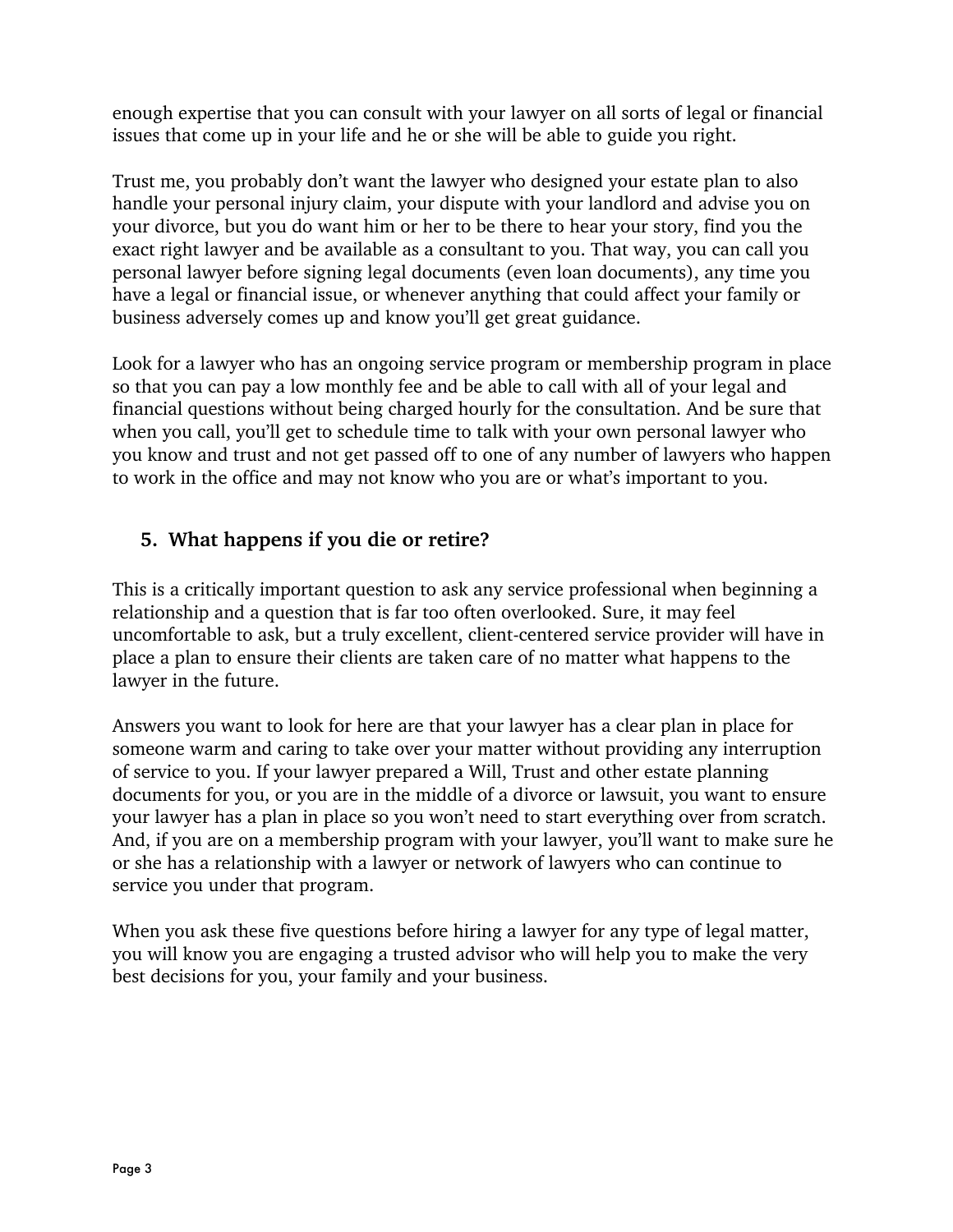enough expertise that you can consult with your lawyer on all sorts of legal or financial issues that come up in your life and he or she will be able to guide you right.

Trust me, you probably don't want the lawyer who designed your estate plan to also handle your personal injury claim, your dispute with your landlord and advise you on your divorce, but you do want him or her to be there to hear your story, find you the exact right lawyer and be available as a consultant to you. That way, you can call you personal lawyer before signing legal documents (even loan documents), any time you have a legal or financial issue, or whenever anything that could affect your family or business adversely comes up and know you'll get great guidance.

Look for a lawyer who has an ongoing service program or membership program in place so that you can pay a low monthly fee and be able to call with all of your legal and financial questions without being charged hourly for the consultation. And be sure that when you call, you'll get to schedule time to talk with your own personal lawyer who you know and trust and not get passed off to one of any number of lawyers who happen to work in the office and may not know who you are or what's important to you.

## 5. What happens if you die or retire?

This is a critically important question to ask any service professional when beginning a relationship and a question that is far too often overlooked. Sure, it may feel uncomfortable to ask, but a truly excellent, client-centered service provider will have in place a plan to ensure their clients are taken care of no matter what happens to the lawyer in the future.

Answers you want to look for here are that your lawyer has a clear plan in place for someone warm and caring to take over your matter without providing any interruption of service to you. If your lawyer prepared a Will, Trust and other estate planning documents for you, or you are in the middle of a divorce or lawsuit, you want to ensure your lawyer has a plan in place so you won't need to start everything over from scratch. And, if you are on a membership program with your lawyer, you'll want to make sure he or she has a relationship with a lawyer or network of lawyers who can continue to service you under that program.

When you ask these five questions before hiring a lawyer for any type of legal matter, you will know you are engaging a trusted advisor who will help you to make the very best decisions for you, your family and your business.